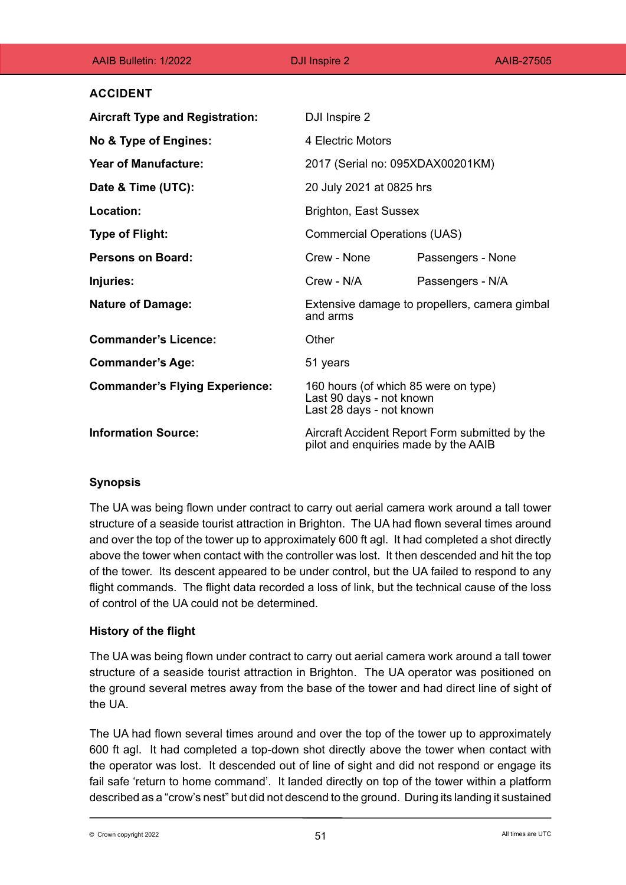## ACCIDENT

| | | |
|---|---|---|
| **Aircraft Type and Registration:** | DJI Inspire 2 | |
| **No & Type of Engines:** | 4 Electric Motors | |
| **Year of Manufacture:** | 2017 (Serial no: 095XDAX00201KM) | |
| **Date & Time (UTC):** | 20 July 2021 at 0825 hrs | |
| **Location:** | Brighton, East Sussex | |
| **Type of Flight:** | Commercial Operations (UAS) | |
| **Persons on Board:** | Crew - None | Passengers - None |
| **Injuries:** | Crew - N/A | Passengers - N/A |
| **Nature of Damage:** | Extensive damage to propellers, camera gimbal and arms | |
| **Commander's Licence:** | Other | |
| **Commander's Age:** | 51 years | |
| **Commander's Flying Experience:** | 160 hours (of which 85 were on type)<br>Last 90 days - not known<br>Last 28 days - not known | |
| **Information Source:** | Aircraft Accident Report Form submitted by the pilot and enquiries made by the AAIB | |

### Synopsis

The UA was being flown under contract to carry out aerial camera work around a tall tower structure of a seaside tourist attraction in Brighton. The UA had flown several times around and over the top of the tower up to approximately 600 ft agl. It had completed a shot directly above the tower when contact with the controller was lost. It then descended and hit the top of the tower. Its descent appeared to be under control, but the UA failed to respond to any flight commands. The flight data recorded a loss of link, but the technical cause of the loss of control of the UA could not be determined.

### History of the flight

The UA was being flown under contract to carry out aerial camera work around a tall tower structure of a seaside tourist attraction in Brighton. The UA operator was positioned on the ground several metres away from the base of the tower and had direct line of sight of the UA.

The UA had flown several times around and over the top of the tower up to approximately 600 ft agl. It had completed a top-down shot directly above the tower when contact with the operator was lost. It descended out of line of sight and did not respond or engage its fail safe 'return to home command'. It landed directly on top of the tower within a platform described as a "crow's nest" but did not descend to the ground. During its landing it sustained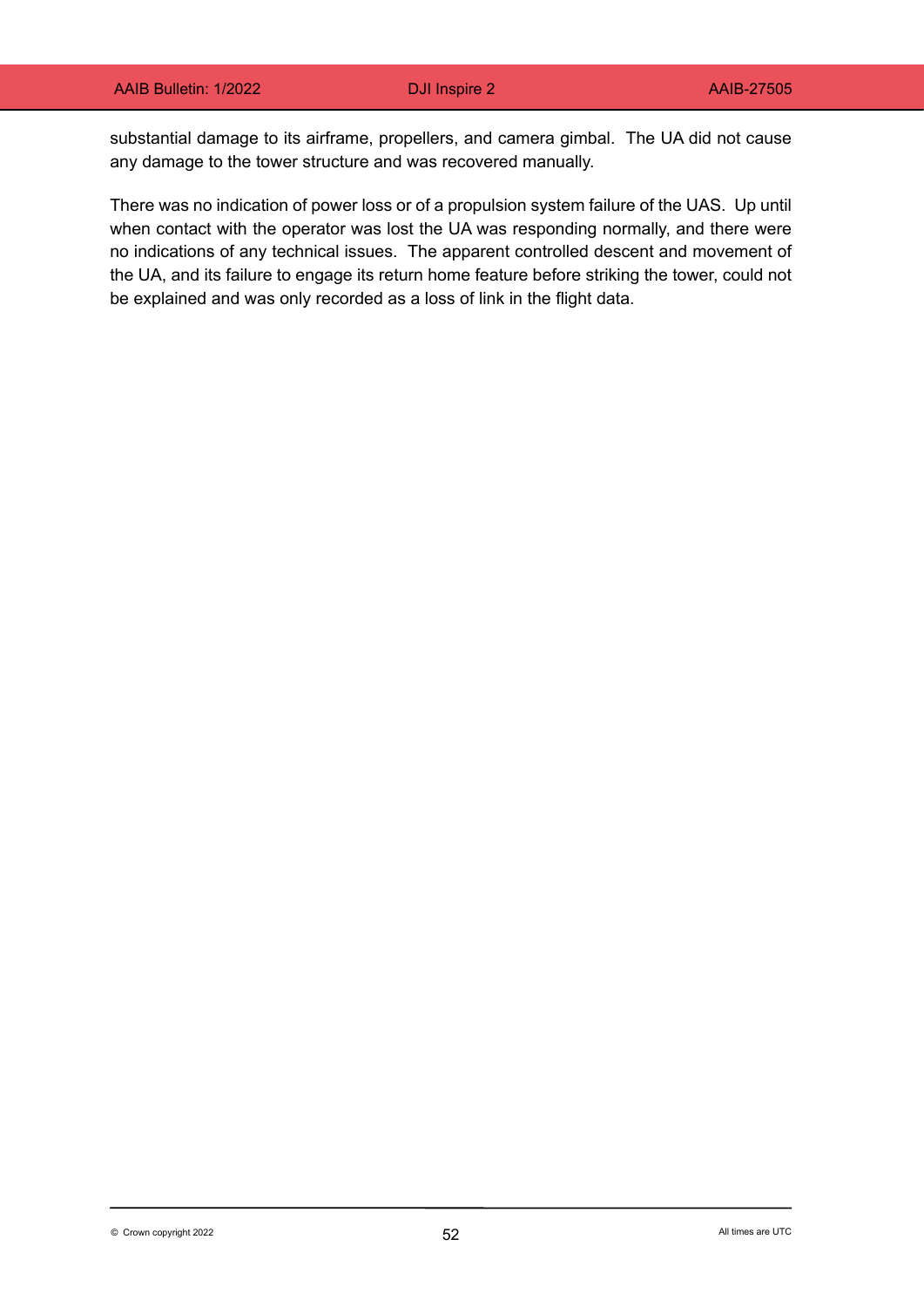substantial damage to its airframe, propellers, and camera gimbal. The UA did not cause any damage to the tower structure and was recovered manually.

There was no indication of power loss or of a propulsion system failure of the UAS. Up until when contact with the operator was lost the UA was responding normally, and there were no indications of any technical issues. The apparent controlled descent and movement of the UA, and its failure to engage its return home feature before striking the tower, could not be explained and was only recorded as a loss of link in the flight data.